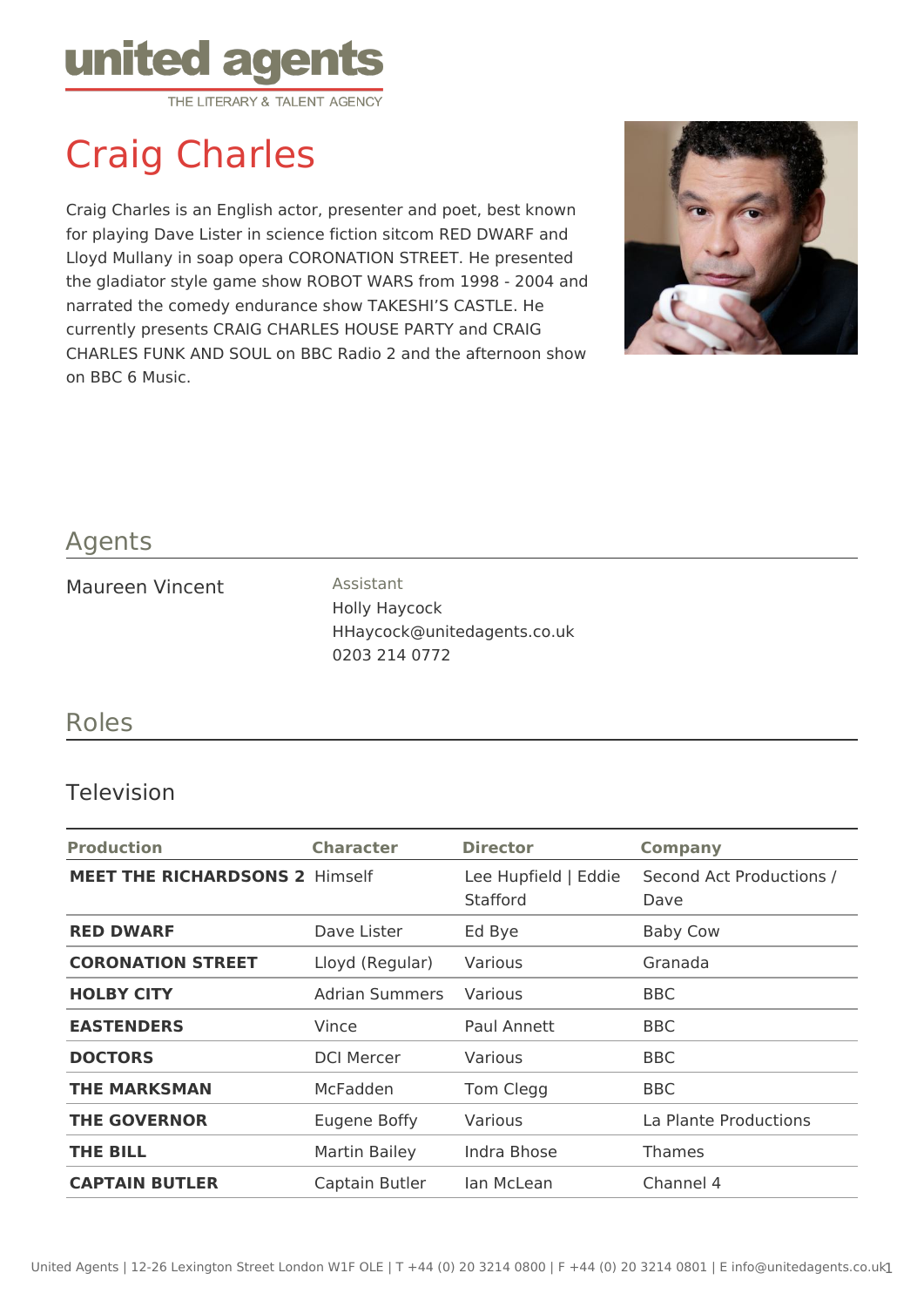united agents
THE LITERARY & TALENT AGENCY

# Craig Charles

Craig Charles is an English actor, presenter and poet, best known for playing Dave Lister in science fiction sitcom RED DWARF and Lloyd Mullany in soap opera CORONATION STREET. He presented the gladiator style game show ROBOT WARS from 1998 - 2004 and narrated the comedy endurance show TAKESHI'S CASTLE. He currently presents CRAIG CHARLES HOUSE PARTY and CRAIG CHARLES FUNK AND SOUL on BBC Radio 2 and the afternoon show on BBC 6 Music.

## Agents

Maureen Vincent

Assistant
Holly Haycock
HHaycock@unitedagents.co.uk
0203 214 0772

## Roles

### Television

| Production | Character | Director | Company |
| --- | --- | --- | --- |
| **MEET THE RICHARDSONS 2** | Himself | Lee Hupfield \| Eddie Stafford | Second Act Productions / Dave |
| **RED DWARF** | Dave Lister | Ed Bye | Baby Cow |
| **CORONATION STREET** | Lloyd (Regular) | Various | Granada |
| **HOLBY CITY** | Adrian Summers | Various | BBC |
| **EASTENDERS** | Vince | Paul Annett | BBC |
| **DOCTORS** | DCI Mercer | Various | BBC |
| **THE MARKSMAN** | McFadden | Tom Clegg | BBC |
| **THE GOVERNOR** | Eugene Boffy | Various | La Plante Productions |
| **THE BILL** | Martin Bailey | Indra Bhose | Thames |
| **CAPTAIN BUTLER** | Captain Butler | Ian McLean | Channel 4 |

United Agents | 12-26 Lexington Street London W1F OLE | T +44 (0) 20 3214 0800 | F +44 (0) 20 3214 0801 | E info@unitedagents.co.uk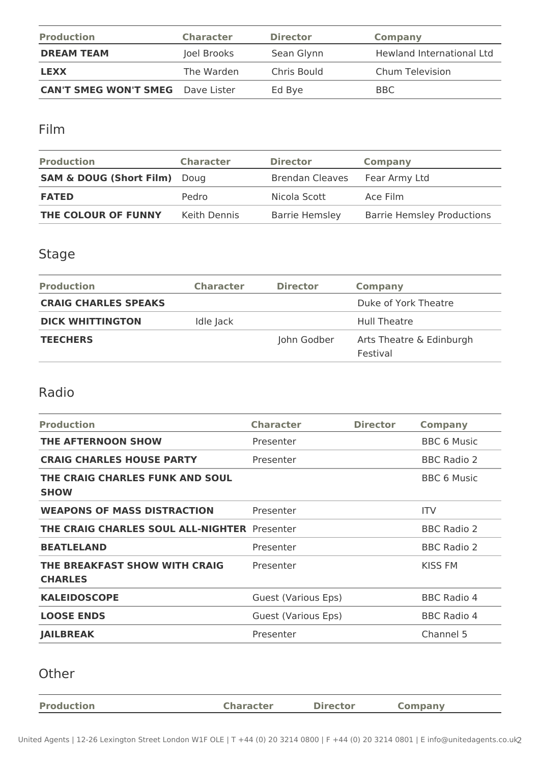| Production | Character | Director | Company |
| --- | --- | --- | --- |
| **DREAM TEAM** | Joel Brooks | Sean Glynn | Hewland International Ltd |
| **LEXX** | The Warden | Chris Bould | Chum Television |
| **CAN'T SMEG WON'T SMEG** | Dave Lister | Ed Bye | BBC |

## Film

| Production | Character | Director | Company |
| --- | --- | --- | --- |
| **SAM & DOUG (Short Film)** | Doug | Brendan Cleaves | Fear Army Ltd |
| **FATED** | Pedro | Nicola Scott | Ace Film |
| **THE COLOUR OF FUNNY** | Keith Dennis | Barrie Hemsley | Barrie Hemsley Productions |

## Stage

| Production | Character | Director | Company |
| --- | --- | --- | --- |
| **CRAIG CHARLES SPEAKS** | | | Duke of York Theatre |
| **DICK WHITTINGTON** | Idle Jack | | Hull Theatre |
| **TEECHERS** | | John Godber | Arts Theatre & Edinburgh Festival |

## Radio

| Production | Character | Director | Company |
| --- | --- | --- | --- |
| **THE AFTERNOON SHOW** | Presenter | | BBC 6 Music |
| **CRAIG CHARLES HOUSE PARTY** | Presenter | | BBC Radio 2 |
| **THE CRAIG CHARLES FUNK AND SOUL SHOW** | | | BBC 6 Music |
| **WEAPONS OF MASS DISTRACTION** | Presenter | | ITV |
| **THE CRAIG CHARLES SOUL ALL-NIGHTER** | Presenter | | BBC Radio 2 |
| **BEATLELAND** | Presenter | | BBC Radio 2 |
| **THE BREAKFAST SHOW WITH CRAIG CHARLES** | Presenter | | KISS FM |
| **KALEIDOSCOPE** | Guest (Various Eps) | | BBC Radio 4 |
| **LOOSE ENDS** | Guest (Various Eps) | | BBC Radio 4 |
| **JAILBREAK** | Presenter | | Channel 5 |

## Other

| Production | Character | Director | Company |
| --- | --- | --- | --- |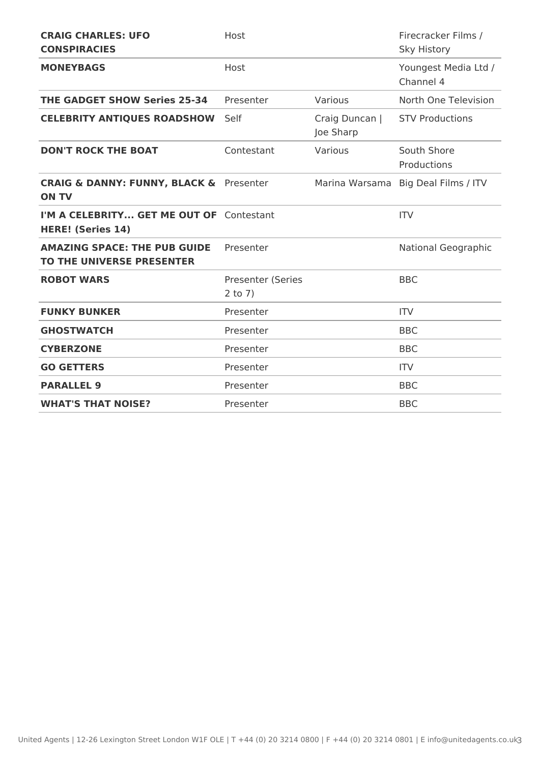| | | | |
|---|---|---|---|
| **CRAIG CHARLES: UFO CONSPIRACIES** | Host | | Firecracker Films / Sky History |
| **MONEYBAGS** | Host | | Youngest Media Ltd / Channel 4 |
| **THE GADGET SHOW Series 25-34** | Presenter | Various | North One Television |
| **CELEBRITY ANTIQUES ROADSHOW** | Self | Craig Duncan \| Joe Sharp | STV Productions |
| **DON'T ROCK THE BOAT** | Contestant | Various | South Shore Productions |
| **CRAIG & DANNY: FUNNY, BLACK & ON TV** | Presenter | Marina Warsama | Big Deal Films / ITV |
| **I'M A CELEBRITY... GET ME OUT OF HERE! (Series 14)** | Contestant | | ITV |
| **AMAZING SPACE: THE PUB GUIDE TO THE UNIVERSE PRESENTER** | Presenter | | National Geographic |
| **ROBOT WARS** | Presenter (Series 2 to 7) | | BBC |
| **FUNKY BUNKER** | Presenter | | ITV |
| **GHOSTWATCH** | Presenter | | BBC |
| **CYBERZONE** | Presenter | | BBC |
| **GO GETTERS** | Presenter | | ITV |
| **PARALLEL 9** | Presenter | | BBC |
| **WHAT'S THAT NOISE?** | Presenter | | BBC |